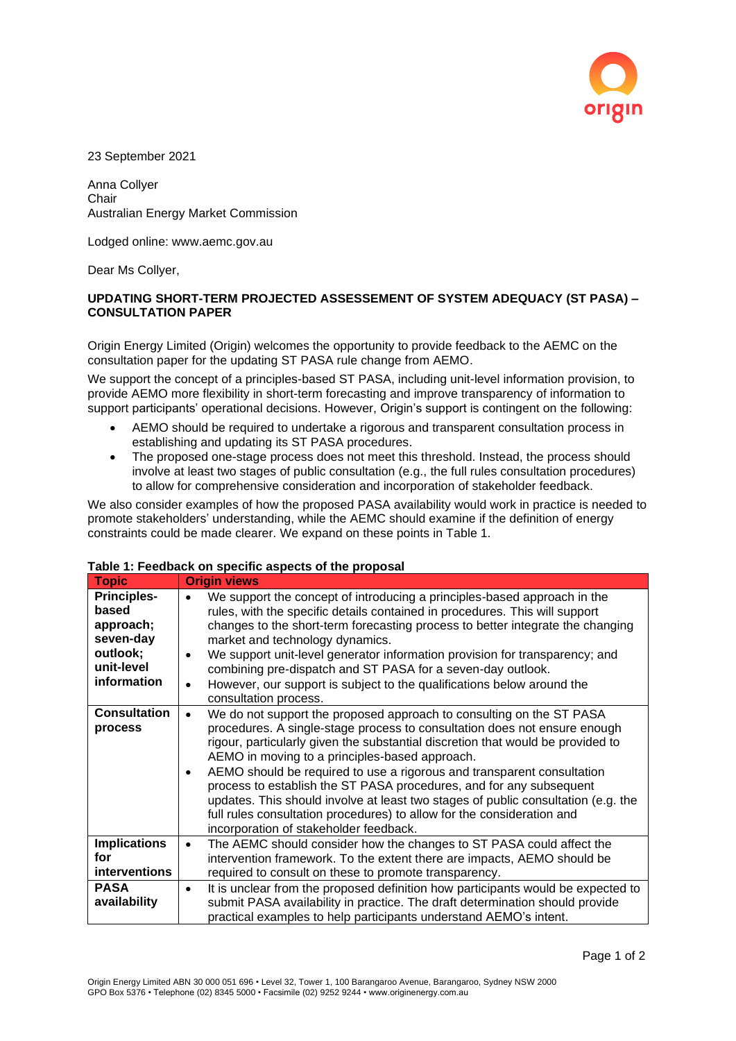23 September 2021

Anna Collyer
Chair
Australian Energy Market Commission

Lodged online: www.aemc.gov.au

Dear Ms Collyer,

**UPDATING SHORT-TERM PROJECTED ASSESSEMENT OF SYSTEM ADEQUACY (ST PASA) – CONSULTATION PAPER**

Origin Energy Limited (Origin) welcomes the opportunity to provide feedback to the AEMC on the consultation paper for the updating ST PASA rule change from AEMO.

We support the concept of a principles-based ST PASA, including unit-level information provision, to provide AEMO more flexibility in short-term forecasting and improve transparency of information to support participants' operational decisions. However, Origin's support is contingent on the following:

- AEMO should be required to undertake a rigorous and transparent consultation process in establishing and updating its ST PASA procedures.
- The proposed one-stage process does not meet this threshold. Instead, the process should involve at least two stages of public consultation (e.g., the full rules consultation procedures) to allow for comprehensive consideration and incorporation of stakeholder feedback.

We also consider examples of how the proposed PASA availability would work in practice is needed to promote stakeholders' understanding, while the AEMC should examine if the definition of energy constraints could be made clearer. We expand on these points in Table 1.

**Table 1: Feedback on specific aspects of the proposal**

| Topic | Origin views |
|---|---|
| **Principles-based approach; seven-day outlook; unit-level information** | • We support the concept of introducing a principles-based approach in the rules, with the specific details contained in procedures. This will support changes to the short-term forecasting process to better integrate the changing market and technology dynamics. <br> • We support unit-level generator information provision for transparency; and combining pre-dispatch and ST PASA for a seven-day outlook. <br> • However, our support is subject to the qualifications below around the consultation process. |
| **Consultation process** | • We do not support the proposed approach to consulting on the ST PASA procedures. A single-stage process to consultation does not ensure enough rigour, particularly given the substantial discretion that would be provided to AEMO in moving to a principles-based approach. <br> • AEMO should be required to use a rigorous and transparent consultation process to establish the ST PASA procedures, and for any subsequent updates. This should involve at least two stages of public consultation (e.g. the full rules consultation procedures) to allow for the consideration and incorporation of stakeholder feedback. |
| **Implications for interventions** | • The AEMC should consider how the changes to ST PASA could affect the intervention framework. To the extent there are impacts, AEMO should be required to consult on these to promote transparency. |
| **PASA availability** | • It is unclear from the proposed definition how participants would be expected to submit PASA availability in practice. The draft determination should provide practical examples to help participants understand AEMO's intent. |

Origin Energy Limited ABN 30 000 051 696 • Level 32, Tower 1, 100 Barangaroo Avenue, Barangaroo, Sydney NSW 2000
GPO Box 5376 • Telephone (02) 8345 5000 • Facsimile (02) 9252 9244 • www.originenergy.com.au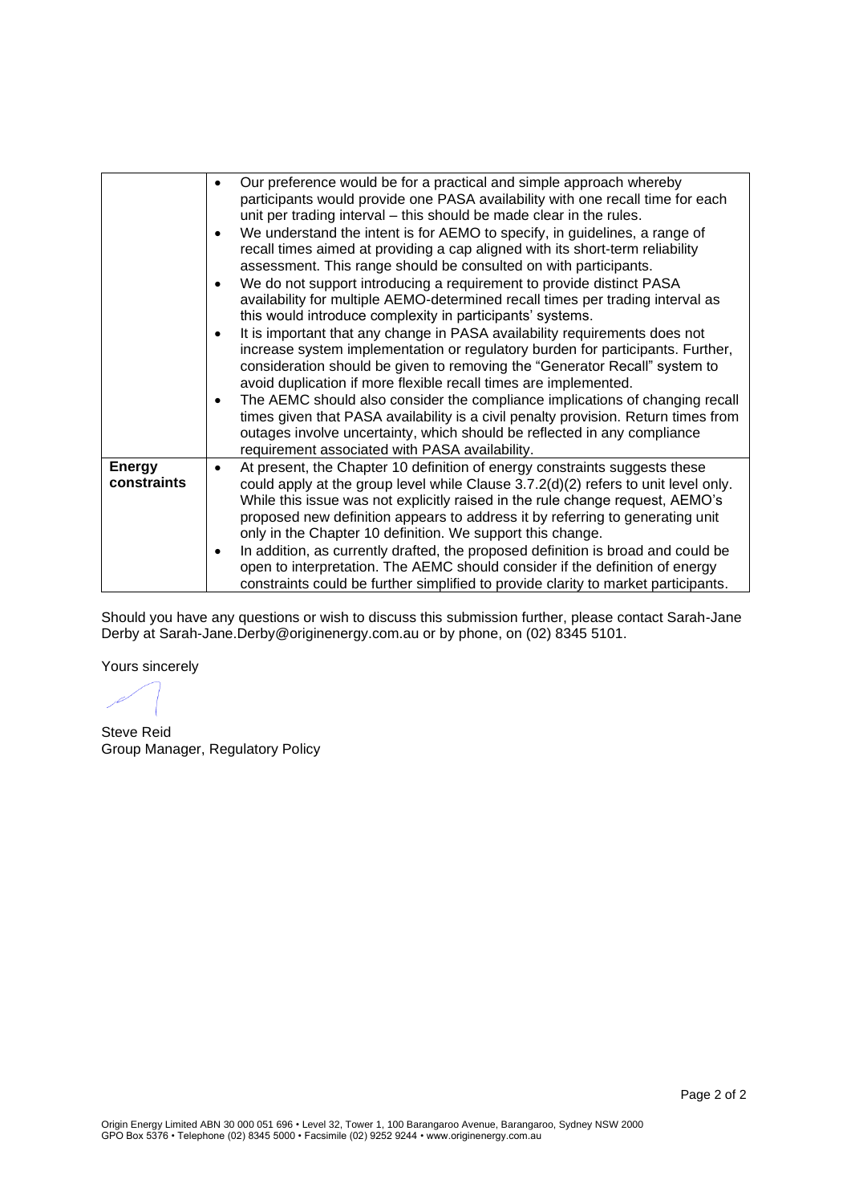| | |
|---|---|
| | • Our preference would be for a practical and simple approach whereby participants would provide one PASA availability with one recall time for each unit per trading interval – this should be made clear in the rules.<br>• We understand the intent is for AEMO to specify, in guidelines, a range of recall times aimed at providing a cap aligned with its short-term reliability assessment. This range should be consulted on with participants.<br>• We do not support introducing a requirement to provide distinct PASA availability for multiple AEMO-determined recall times per trading interval as this would introduce complexity in participants' systems.<br>• It is important that any change in PASA availability requirements does not increase system implementation or regulatory burden for participants. Further, consideration should be given to removing the "Generator Recall" system to avoid duplication if more flexible recall times are implemented.<br>• The AEMC should also consider the compliance implications of changing recall times given that PASA availability is a civil penalty provision. Return times from outages involve uncertainty, which should be reflected in any compliance requirement associated with PASA availability. |
| **Energy constraints** | • At present, the Chapter 10 definition of energy constraints suggests these could apply at the group level while Clause 3.7.2(d)(2) refers to unit level only. While this issue was not explicitly raised in the rule change request, AEMO's proposed new definition appears to address it by referring to generating unit only in the Chapter 10 definition. We support this change.<br>• In addition, as currently drafted, the proposed definition is broad and could be open to interpretation. The AEMC should consider if the definition of energy constraints could be further simplified to provide clarity to market participants. |

Should you have any questions or wish to discuss this submission further, please contact Sarah-Jane Derby at Sarah-Jane.Derby@originenergy.com.au or by phone, on (02) 8345 5101.

Yours sincerely

Steve Reid
Group Manager, Regulatory Policy

Origin Energy Limited ABN 30 000 051 696 • Level 32, Tower 1, 100 Barangaroo Avenue, Barangaroo, Sydney NSW 2000
GPO Box 5376 • Telephone (02) 8345 5000 • Facsimile (02) 9252 9244 • www.originenergy.com.au